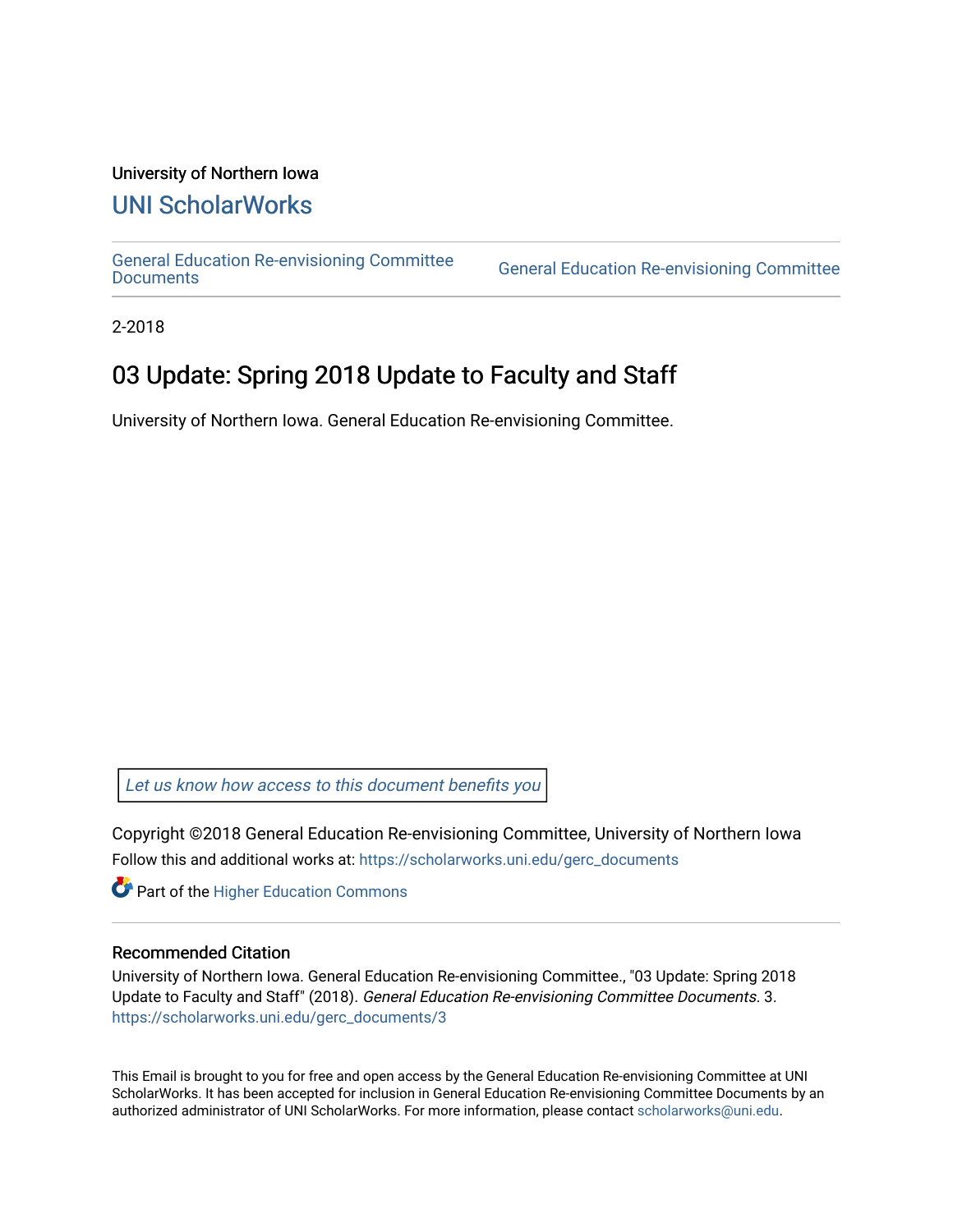University of Northern Iowa

# UNI ScholarWorks

General Education Re-envisioning Committee Documents | General Education Re-envisioning Committee

2-2018

## 03 Update: Spring 2018 Update to Faculty and Staff

University of Northern Iowa. General Education Re-envisioning Committee.

*Let us know how access to this document benefits you*

Copyright ©2018 General Education Re-envisioning Committee, University of Northern Iowa

Follow this and additional works at: https://scholarworks.uni.edu/gerc_documents

Part of the Higher Education Commons

### Recommended Citation

University of Northern Iowa. General Education Re-envisioning Committee., "03 Update: Spring 2018 Update to Faculty and Staff" (2018). *General Education Re-envisioning Committee Documents*. 3. https://scholarworks.uni.edu/gerc_documents/3

This Email is brought to you for free and open access by the General Education Re-envisioning Committee at UNI ScholarWorks. It has been accepted for inclusion in General Education Re-envisioning Committee Documents by an authorized administrator of UNI ScholarWorks. For more information, please contact scholarworks@uni.edu.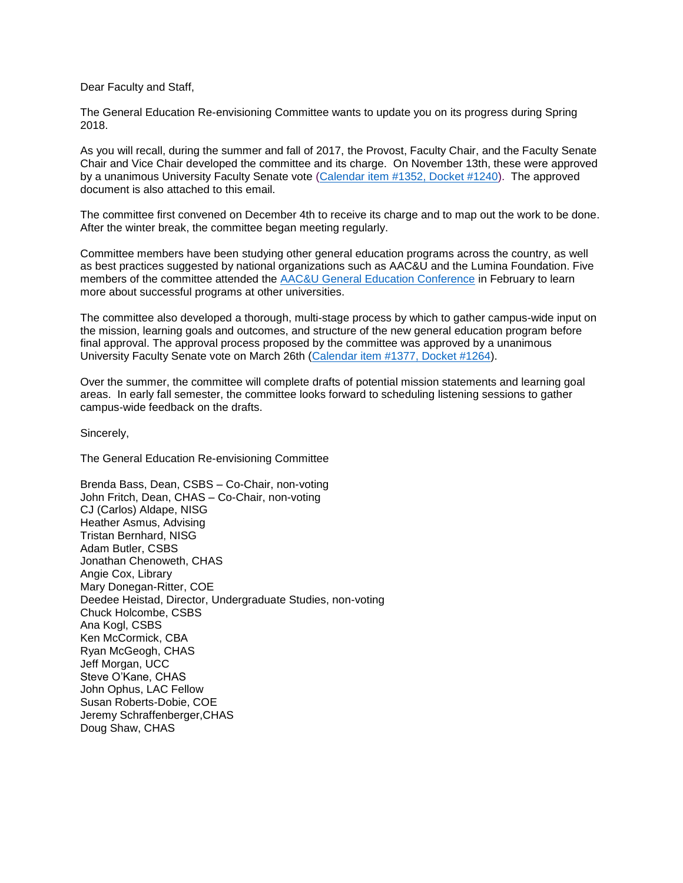Dear Faculty and Staff,

The General Education Re-envisioning Committee wants to update you on its progress during Spring 2018.

As you will recall, during the summer and fall of 2017, the Provost, Faculty Chair, and the Faculty Senate Chair and Vice Chair developed the committee and its charge. On November 13th, these were approved by a unanimous University Faculty Senate vote (Calendar item #1352, Docket #1240). The approved document is also attached to this email.

The committee first convened on December 4th to receive its charge and to map out the work to be done. After the winter break, the committee began meeting regularly.

Committee members have been studying other general education programs across the country, as well as best practices suggested by national organizations such as AAC&U and the Lumina Foundation. Five members of the committee attended the AAC&U General Education Conference in February to learn more about successful programs at other universities.

The committee also developed a thorough, multi-stage process by which to gather campus-wide input on the mission, learning goals and outcomes, and structure of the new general education program before final approval. The approval process proposed by the committee was approved by a unanimous University Faculty Senate vote on March 26th (Calendar item #1377, Docket #1264).

Over the summer, the committee will complete drafts of potential mission statements and learning goal areas. In early fall semester, the committee looks forward to scheduling listening sessions to gather campus-wide feedback on the drafts.

Sincerely,

The General Education Re-envisioning Committee

Brenda Bass, Dean, CSBS – Co-Chair, non-voting
John Fritch, Dean, CHAS – Co-Chair, non-voting
CJ (Carlos) Aldape, NISG
Heather Asmus, Advising
Tristan Bernhard, NISG
Adam Butler, CSBS
Jonathan Chenoweth, CHAS
Angie Cox, Library
Mary Donegan-Ritter, COE
Deedee Heistad, Director, Undergraduate Studies, non-voting
Chuck Holcombe, CSBS
Ana Kogl, CSBS
Ken McCormick, CBA
Ryan McGeogh, CHAS
Jeff Morgan, UCC
Steve O'Kane, CHAS
John Ophus, LAC Fellow
Susan Roberts-Dobie, COE
Jeremy Schraffenberger,CHAS
Doug Shaw, CHAS